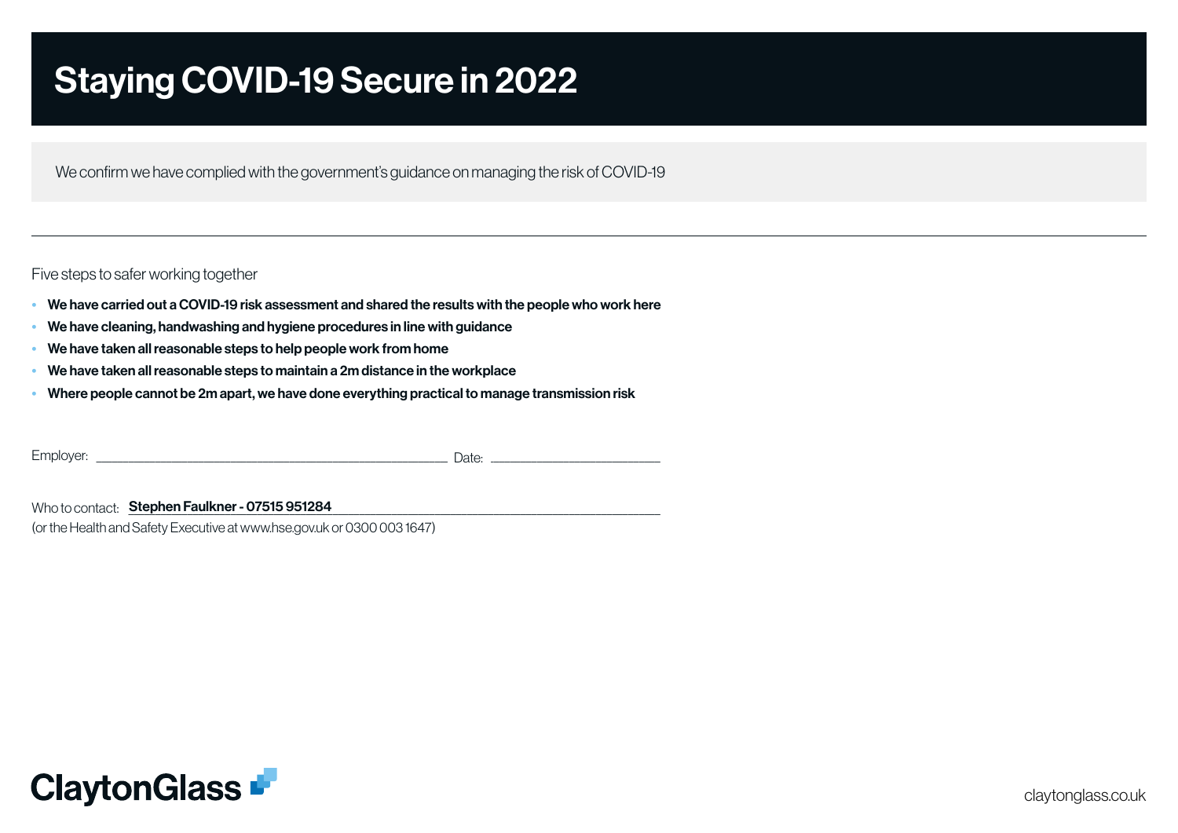# Staying COVID-19 Secure in 2022

We confirm we have complied with the government's guidance on managing the risk of COVID-19

---

Five steps to safer working together

- **We have carried out a COVID-19 risk assessment and shared the results with the people who work here**
- **We have cleaning, handwashing and hygiene procedures in line with guidance**
- **We have taken all reasonable steps to help people work from home**
- **We have taken all reasonable steps to maintain a 2m distance in the workplace**
- **Where people cannot be 2m apart, we have done everything practical to manage transmission risk**

Employer: ______________________________ Date: ________________

Who to contact: **Stephen Faulkner - 07515 951284**

(or the Health and Safety Executive at www.hse.gov.uk or 0300 003 1647)

ClaytonGlass

claytonglass.co.uk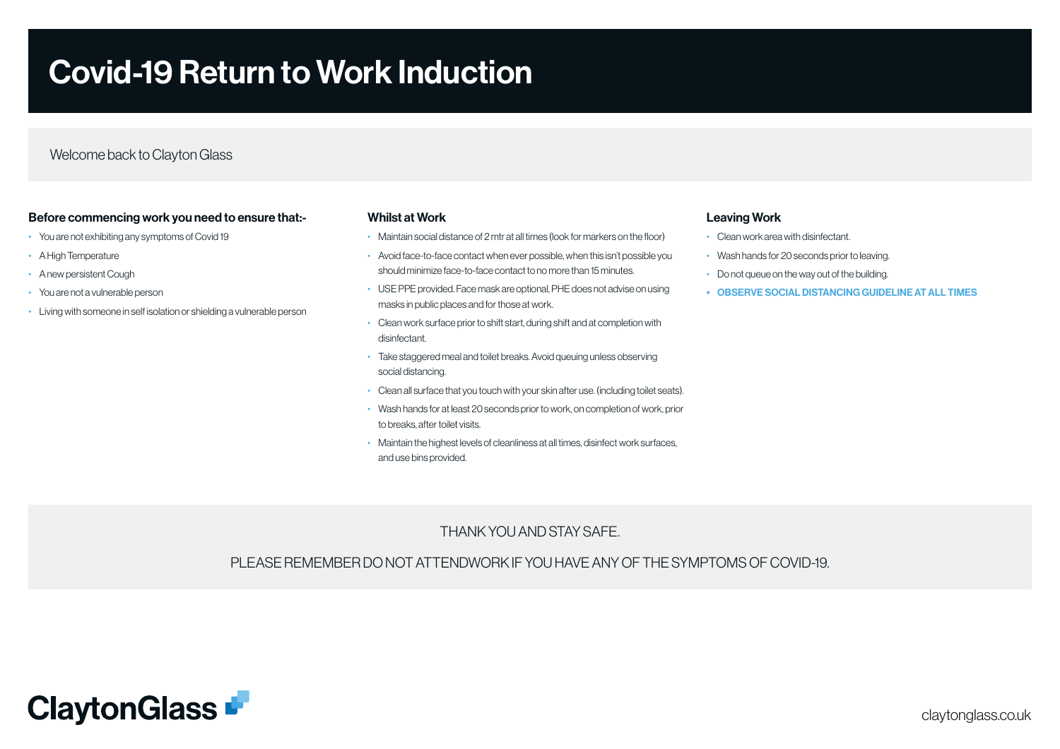# Covid-19 Return to Work Induction

Welcome back to Clayton Glass

### Before commencing work you need to ensure that:-

- You are not exhibiting any symptoms of Covid 19
- A High Temperature
- A new persistent Cough
- You are not a vulnerable person
- Living with someone in self isolation or shielding a vulnerable person

### Whilst at Work

- Maintain social distance of 2 mtr at all times (look for markers on the floor)
- Avoid face-to-face contact when ever possible, when this isn't possible you should minimize face-to-face contact to no more than 15 minutes.
- USE PPE provided. Face mask are optional, PHE does not advise on using masks in public places and for those at work.
- Clean work surface prior to shift start, during shift and at completion with disinfectant.
- Take staggered meal and toilet breaks. Avoid queuing unless observing social distancing.
- Clean all surface that you touch with your skin after use. (including toilet seats).
- Wash hands for at least 20 seconds prior to work, on completion of work, prior to breaks, after toilet visits.
- Maintain the highest levels of cleanliness at all times, disinfect work surfaces, and use bins provided.

### Leaving Work

- Clean work area with disinfectant.
- Wash hands for 20 seconds prior to leaving.
- Do not queue on the way out of the building.
- **OBSERVE SOCIAL DISTANCING GUIDELINE AT ALL TIMES**

THANK YOU AND STAY SAFE.

PLEASE REMEMBER DO NOT ATTENDWORK IF YOU HAVE ANY OF THE SYMPTOMS OF COVID-19.

ClaytonGlass

claytonglass.co.uk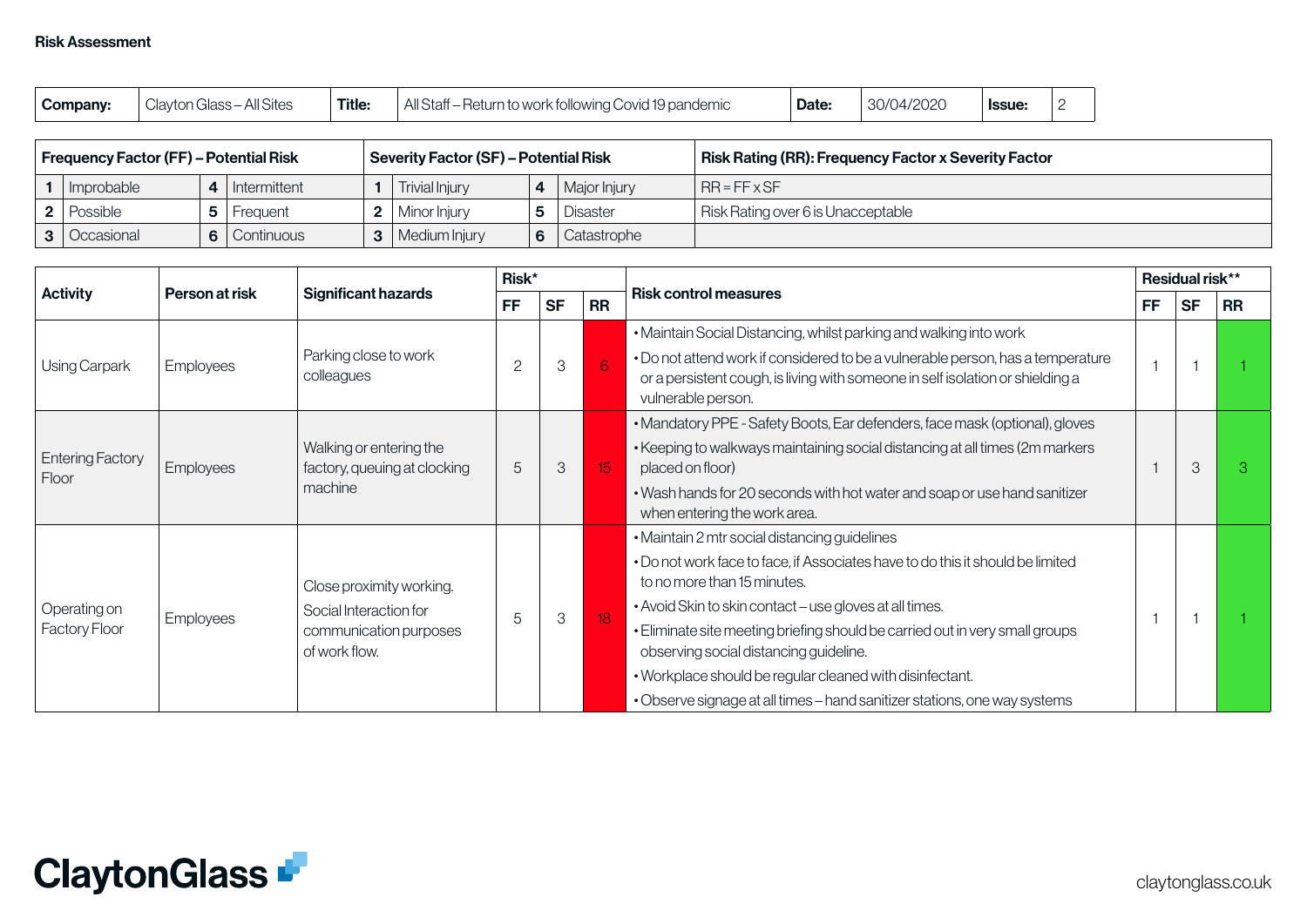**Risk Assessment**

| Company: | Clayton Glass – All Sites | Title: | All Staff – Return to work following Covid 19 pandemic | Date: | 30/04/2020 | Issue: | 2 |
|---|---|---|---|---|---|---|---|

| Frequency Factor (FF) – Potential Risk | | | | Severity Factor (SF) – Potential Risk | | | | Risk Rating (RR): Frequency Factor x Severity Factor |
|---|---|---|---|---|---|---|---|---|
| 1 | Improbable | 4 | Intermittent | 1 | Trivial Injury | 4 | Major Injury | RR = FF x SF |
| 2 | Possible | 5 | Frequent | 2 | Minor Injury | 5 | Disaster | Risk Rating over 6 is Unacceptable |
| 3 | Occasional | 6 | Continuous | 3 | Medium Injury | 6 | Catastrophe | |

| Activity | Person at risk | Significant hazards | Risk* | | | Risk control measures | Residual risk** | | |
|---|---|---|---|---|---|---|---|---|---|
| | | | FF | SF | RR | | FF | SF | RR |
| Using Carpark | Employees | Parking close to work colleagues | 2 | 3 | 6 | • Maintain Social Distancing, whilst parking and walking into work<br>• Do not attend work if considered to be a vulnerable person, has a temperature or a persistent cough, is living with someone in self isolation or shielding a vulnerable person. | 1 | 1 | 1 |
| Entering Factory Floor | Employees | Walking or entering the factory, queuing at clocking machine | 5 | 3 | 15 | • Mandatory PPE - Safety Boots, Ear defenders, face mask (optional), gloves<br>• Keeping to walkways maintaining social distancing at all times (2m markers placed on floor)<br>• Wash hands for 20 seconds with hot water and soap or use hand sanitizer when entering the work area. | 1 | 3 | 3 |
| Operating on Factory Floor | Employees | Close proximity working. Social Interaction for communication purposes of work flow. | 5 | 3 | 18 | • Maintain 2 mtr social distancing guidelines<br>• Do not work face to face, if Associates have to do this it should be limited to no more than 15 minutes.<br>• Avoid Skin to skin contact – use gloves at all times.<br>• Eliminate site meeting briefing should be carried out in very small groups observing social distancing guideline.<br>• Workplace should be regular cleaned with disinfectant.<br>• Observe signage at all times – hand sanitizer stations, one way systems | 1 | 1 | 1 |

**ClaytonGlass**

claytonglass.co.uk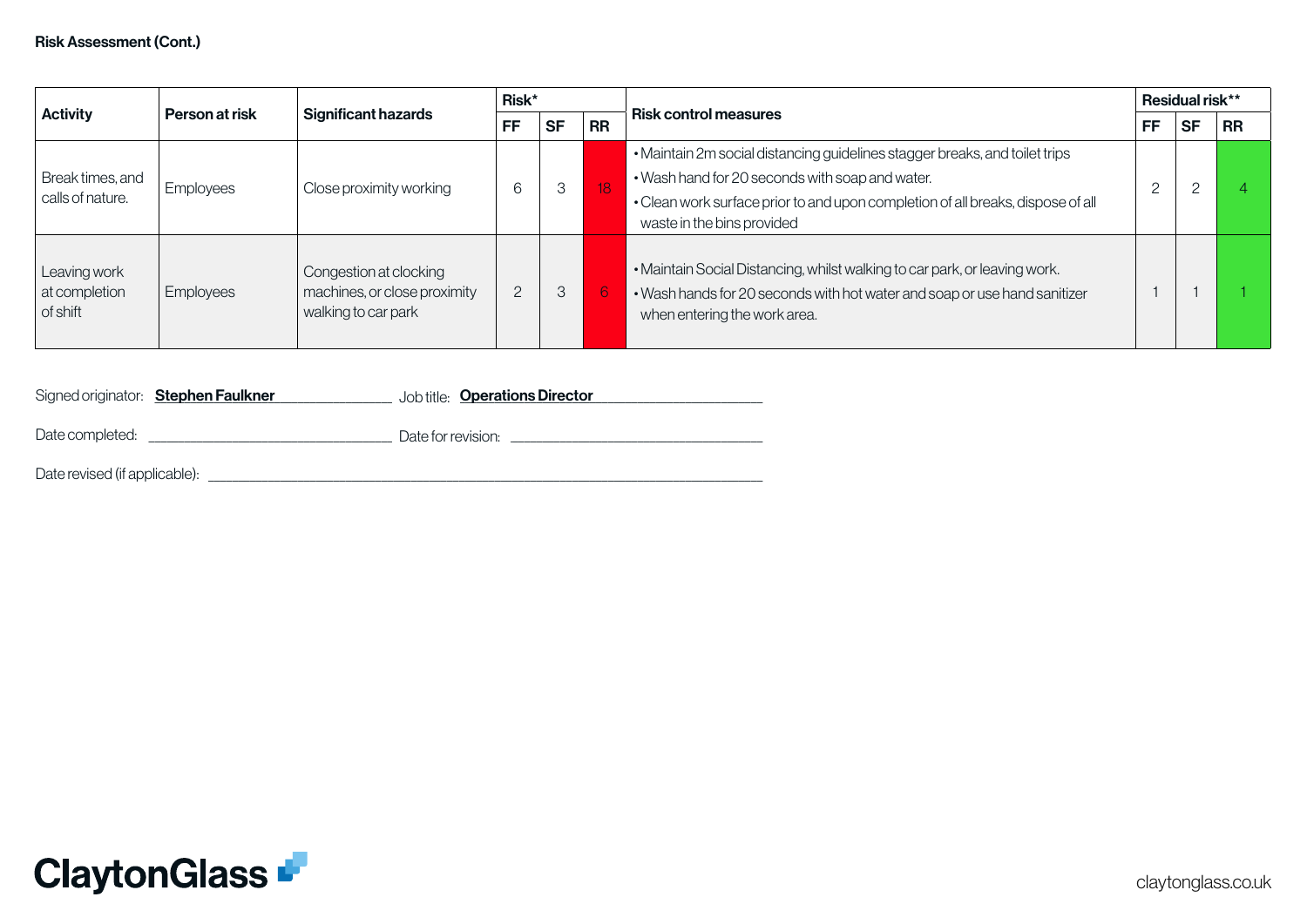**Risk Assessment (Cont.)**

| Activity | Person at risk | Significant hazards | Risk* | | | Risk control measures | Residual risk** | | |
|---|---|---|---|---|---|---|---|---|---|
| | | | FF | SF | RR | | FF | SF | RR |
| Break times, and calls of nature. | Employees | Close proximity working | 6 | 3 | 18 | • Maintain 2m social distancing guidelines stagger breaks, and toilet trips<br>• Wash hand for 20 seconds with soap and water.<br>• Clean work surface prior to and upon completion of all breaks, dispose of all waste in the bins provided | 2 | 2 | 4 |
| Leaving work at completion of shift | Employees | Congestion at clocking machines, or close proximity walking to car park | 2 | 3 | 6 | • Maintain Social Distancing, whilst walking to car park, or leaving work.<br>• Wash hands for 20 seconds with hot water and soap or use hand sanitizer when entering the work area. | 1 | 1 | 1 |

Signed originator: **Stephen Faulkner** Job title: **Operations Director**

Date completed: ______________ Date for revision: ______________

Date revised (if applicable): ______________

ClaytonGlass

claytonglass.co.uk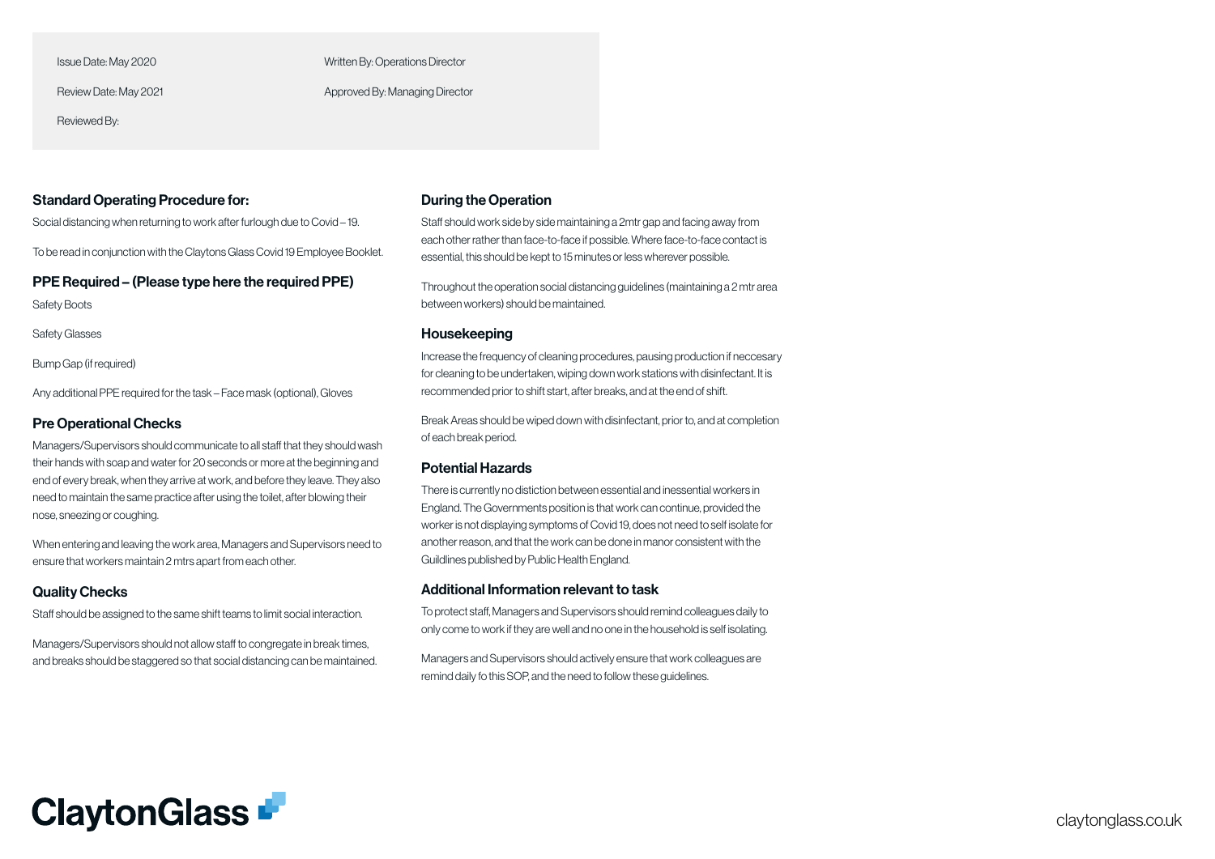Issue Date: May 2020

Review Date: May 2021

Reviewed By:

Written By: Operations Director

Approved By: Managing Director

## Standard Operating Procedure for:

Social distancing when returning to work after furlough due to Covid – 19.

To be read in conjunction with the Claytons Glass Covid 19 Employee Booklet.

## PPE Required – (Please type here the required PPE)

Safety Boots

Safety Glasses

Bump Gap (if required)

Any additional PPE required for the task – Face mask (optional), Gloves

## Pre Operational Checks

Managers/Supervisors should communicate to all staff that they should wash their hands with soap and water for 20 seconds or more at the beginning and end of every break, when they arrive at work, and before they leave. They also need to maintain the same practice after using the toilet, after blowing their nose, sneezing or coughing.

When entering and leaving the work area, Managers and Supervisors need to ensure that workers maintain 2 mtrs apart from each other.

## Quality Checks

Staff should be assigned to the same shift teams to limit social interaction.

Managers/Supervisors should not allow staff to congregate in break times, and breaks should be staggered so that social distancing can be maintained.

## During the Operation

Staff should work side by side maintaining a 2mtr gap and facing away from each other rather than face-to-face if possible. Where face-to-face contact is essential, this should be kept to 15 minutes or less wherever possible.

Throughout the operation social distancing guidelines (maintaining a 2 mtr area between workers) should be maintained.

## Housekeeping

Increase the frequency of cleaning procedures, pausing production if neccesary for cleaning to be undertaken, wiping down work stations with disinfectant. It is recommended prior to shift start, after breaks, and at the end of shift.

Break Areas should be wiped down with disinfectant, prior to, and at completion of each break period.

## Potential Hazards

There is currently no distiction between essential and inessential workers in England. The Governments position is that work can continue, provided the worker is not displaying symptoms of Covid 19, does not need to self isolate for another reason, and that the work can be done in manor consistent with the Guildlines published by Public Health England.

## Additional Information relevant to task

To protect staff, Managers and Supervisors should remind colleagues daily to only come to work if they are well and no one in the household is self isolating.

Managers and Supervisors should actively ensure that work colleagues are remind daily fo this SOP, and the need to follow these guidelines.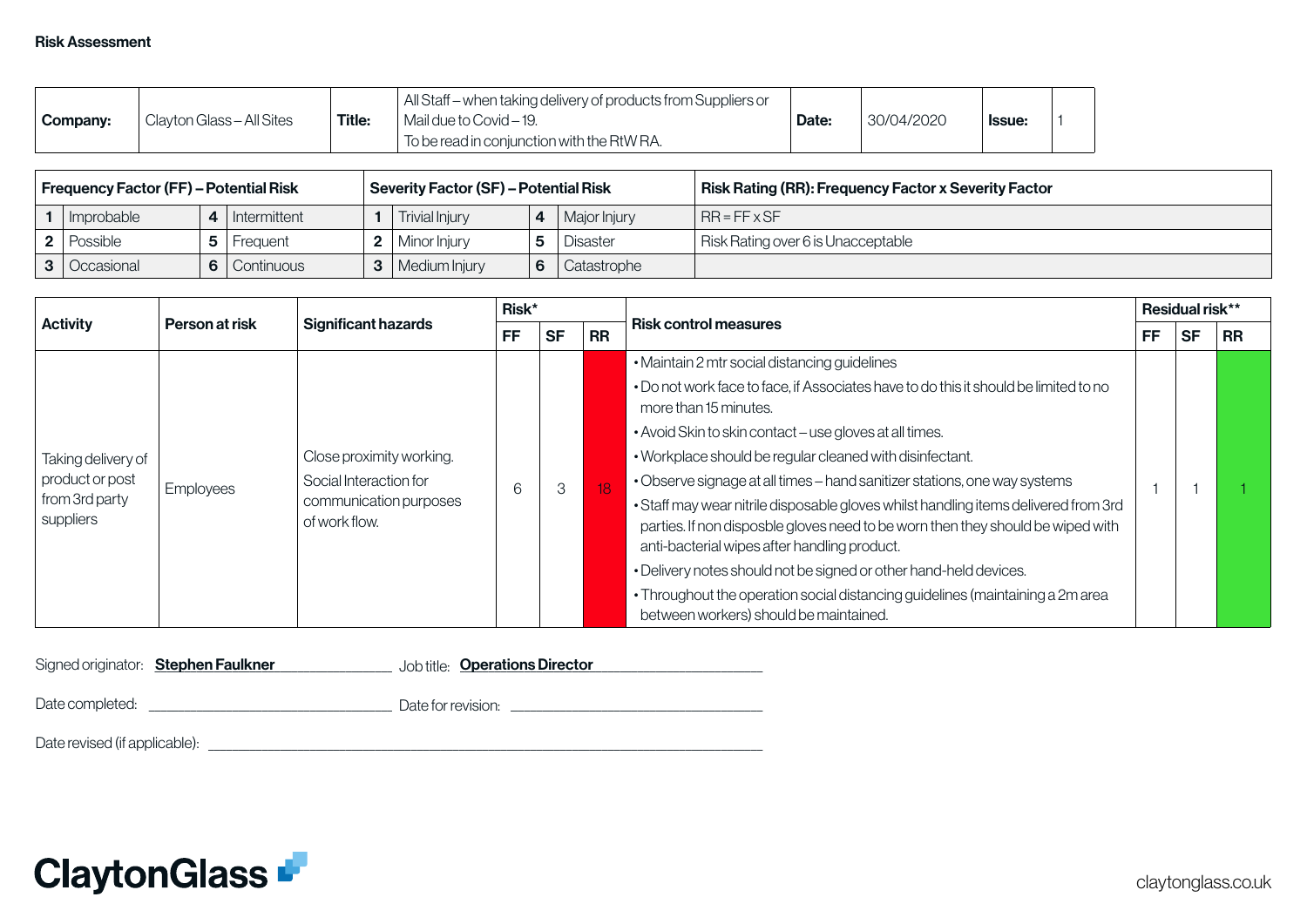**Risk Assessment**

| **Company:** | Clayton Glass – All Sites | **Title:** | All Staff – when taking delivery of products from Suppliers or Mail due to Covid – 19. To be read in conjunction with the RtW RA. | **Date:** | 30/04/2020 | **Issue:** | 1 |
|---|---|---|---|---|---|---|---|

| **Frequency Factor (FF) – Potential Risk** | | | | **Severity Factor (SF) – Potential Risk** | | | | **Risk Rating (RR): Frequency Factor x Severity Factor** |
|---|---|---|---|---|---|---|---|---|
| **1** | Improbable | **4** | Intermittent | **1** | Trivial Injury | **4** | Major Injury | RR = FF x SF |
| **2** | Possible | **5** | Frequent | **2** | Minor Injury | **5** | Disaster | Risk Rating over 6 is Unacceptable |
| **3** | Occasional | **6** | Continuous | **3** | Medium Injury | **6** | Catastrophe | |

| **Activity** | **Person at risk** | **Significant hazards** | **Risk*** | | | **Risk control measures** | **Residual risk**** | | |
|---|---|---|---|---|---|---|---|---|---|
| | | | **FF** | **SF** | **RR** | | **FF** | **SF** | **RR** |
| Taking delivery of product or post from 3rd party suppliers | Employees | Close proximity working. Social Interaction for communication purposes of work flow. | 6 | 3 | 18 | • Maintain 2 mtr social distancing guidelines<br>• Do not work face to face, if Associates have to do this it should be limited to no more than 15 minutes.<br>• Avoid Skin to skin contact – use gloves at all times.<br>• Workplace should be regular cleaned with disinfectant.<br>• Observe signage at all times – hand sanitizer stations, one way systems<br>• Staff may wear nitrile disposable gloves whilst handling items delivered from 3rd parties. If non disposble gloves need to be worn then they should be wiped with anti-bacterial wipes after handling product.<br>• Delivery notes should not be signed or other hand-held devices.<br>• Throughout the operation social distancing guidelines (maintaining a 2m area between workers) should be maintained. | 1 | 1 | 1 |

Signed originator: **Stephen Faulkner** Job title: **Operations Director**

Date completed: ______________ Date for revision: ______________

Date revised (if applicable): ______________

ClaytonGlass

claytonglass.co.uk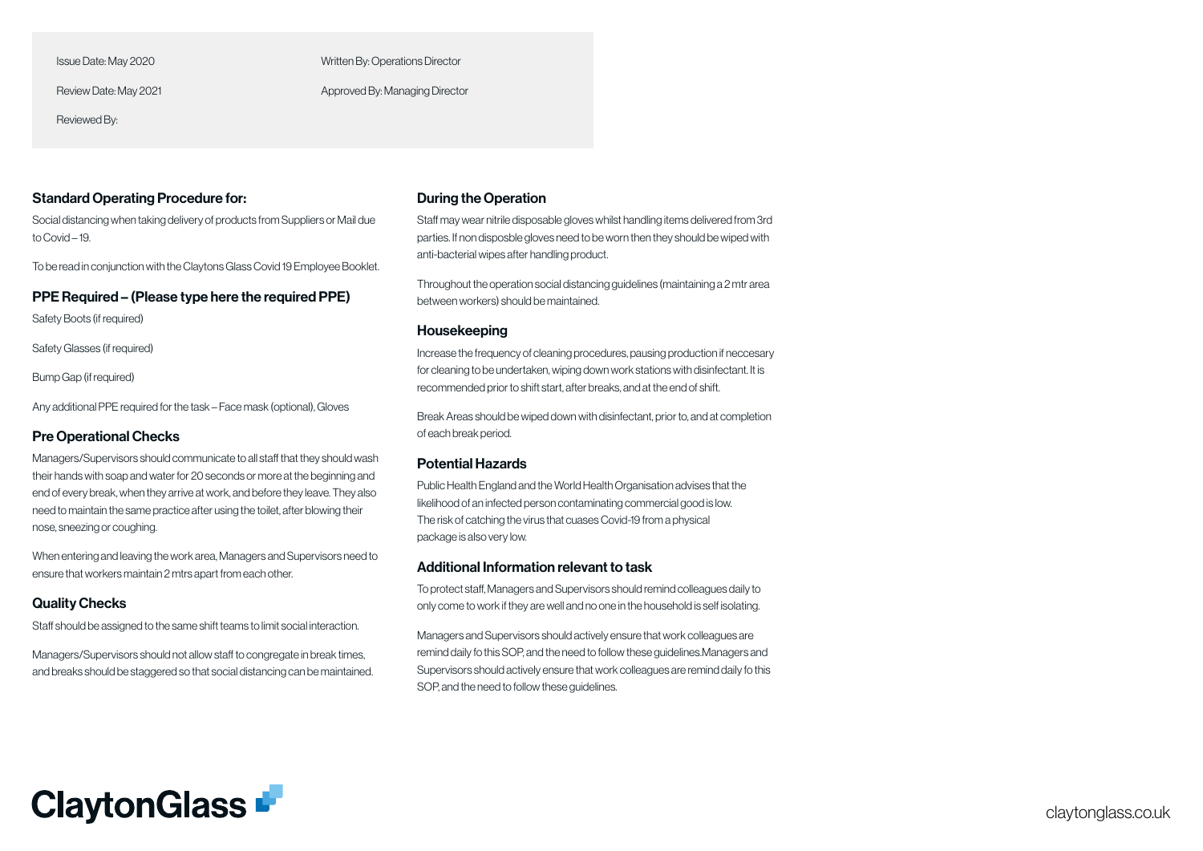Issue Date: May 2020

Review Date: May 2021

Reviewed By:

Written By: Operations Director

Approved By: Managing Director

### Standard Operating Procedure for:

Social distancing when taking delivery of products from Suppliers or Mail due to Covid – 19.

To be read in conjunction with the Claytons Glass Covid 19 Employee Booklet.

### PPE Required – (Please type here the required PPE)

Safety Boots (if required)

Safety Glasses (if required)

Bump Gap (if required)

Any additional PPE required for the task – Face mask (optional), Gloves

### Pre Operational Checks

Managers/Supervisors should communicate to all staff that they should wash their hands with soap and water for 20 seconds or more at the beginning and end of every break, when they arrive at work, and before they leave. They also need to maintain the same practice after using the toilet, after blowing their nose, sneezing or coughing.

When entering and leaving the work area, Managers and Supervisors need to ensure that workers maintain 2 mtrs apart from each other.

### Quality Checks

Staff should be assigned to the same shift teams to limit social interaction.

Managers/Supervisors should not allow staff to congregate in break times, and breaks should be staggered so that social distancing can be maintained.

### During the Operation

Staff may wear nitrile disposable gloves whilst handling items delivered from 3rd parties. If non disposble gloves need to be worn then they should be wiped with anti-bacterial wipes after handling product.

Throughout the operation social distancing guidelines (maintaining a 2 mtr area between workers) should be maintained.

### Housekeeping

Increase the frequency of cleaning procedures, pausing production if neccesary for cleaning to be undertaken, wiping down work stations with disinfectant. It is recommended prior to shift start, after breaks, and at the end of shift.

Break Areas should be wiped down with disinfectant, prior to, and at completion of each break period.

### Potential Hazards

Public Health England and the World Health Organisation advises that the likelihood of an infected person contaminating commercial good is low. The risk of catching the virus that cuases Covid-19 from a physical package is also very low.

### Additional Information relevant to task

To protect staff, Managers and Supervisors should remind colleagues daily to only come to work if they are well and no one in the household is self isolating.

Managers and Supervisors should actively ensure that work colleagues are remind daily fo this SOP, and the need to follow these guidelines.Managers and Supervisors should actively ensure that work colleagues are remind daily fo this SOP, and the need to follow these guidelines.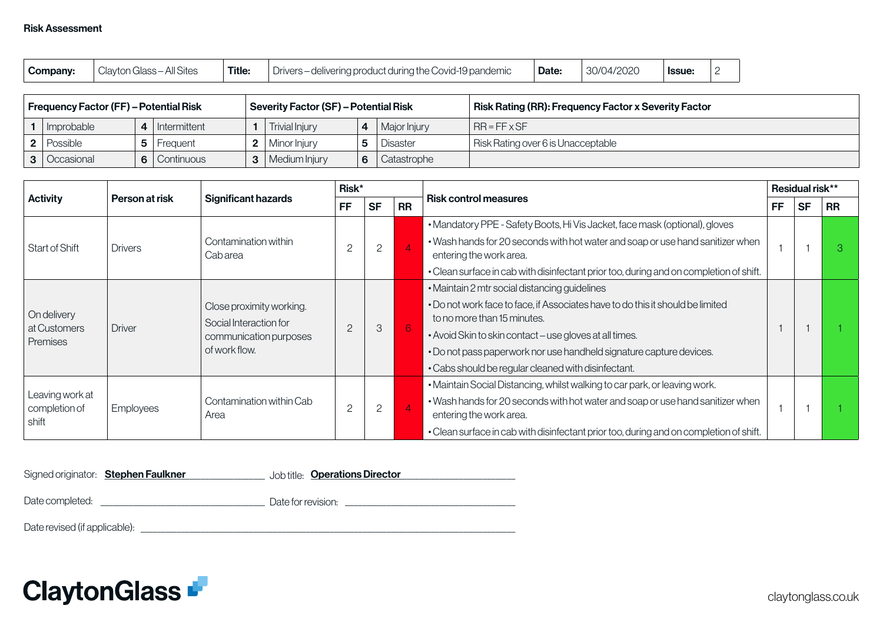**Risk Assessment**

| Company: | Clayton Glass – All Sites | Title: | Drivers – delivering product during the Covid-19 pandemic | Date: | 30/04/2020 | Issue: | 2 |
|---|---|---|---|---|---|---|---|

| Frequency Factor (FF) – Potential Risk | | | | Severity Factor (SF) – Potential Risk | | | | Risk Rating (RR): Frequency Factor x Severity Factor |
|---|---|---|---|---|---|---|---|---|
| 1 | Improbable | 4 | Intermittent | 1 | Trivial Injury | 4 | Major Injury | RR = FF x SF |
| 2 | Possible | 5 | Frequent | 2 | Minor Injury | 5 | Disaster | Risk Rating over 6 is Unacceptable |
| 3 | Occasional | 6 | Continuous | 3 | Medium Injury | 6 | Catastrophe | |

| Activity | Person at risk | Significant hazards | Risk* | | | Risk control measures | Residual risk** | | |
|---|---|---|---|---|---|---|---|---|---|
| | | | FF | SF | RR | | FF | SF | RR |
| Start of Shift | Drivers | Contamination within Cab area | 2 | 2 | 4 | • Mandatory PPE - Safety Boots, Hi Vis Jacket, face mask (optional), gloves<br>• Wash hands for 20 seconds with hot water and soap or use hand sanitizer when entering the work area.<br>• Clean surface in cab with disinfectant prior too, during and on completion of shift. | 1 | 1 | 3 |
| On delivery at Customers Premises | Driver | Close proximity working. Social Interaction for communication purposes of work flow. | 2 | 3 | 6 | • Maintain 2 mtr social distancing guidelines<br>• Do not work face to face, if Associates have to do this it should be limited to no more than 15 minutes.<br>• Avoid Skin to skin contact – use gloves at all times.<br>• Do not pass paperwork nor use handheld signature capture devices.<br>• Cabs should be regular cleaned with disinfectant. | 1 | 1 | 1 |
| Leaving work at completion of shift | Employees | Contamination within Cab Area | 2 | 2 | 4 | • Maintain Social Distancing, whilst walking to car park, or leaving work.<br>• Wash hands for 20 seconds with hot water and soap or use hand sanitizer when entering the work area.<br>• Clean surface in cab with disinfectant prior too, during and on completion of shift. | 1 | 1 | 1 |

Signed originator: **Stephen Faulkner** Job title: **Operations Director**

Date completed: ______________ Date for revision: ______________

Date revised (if applicable): ______________

**ClaytonGlass**

claytonglass.co.uk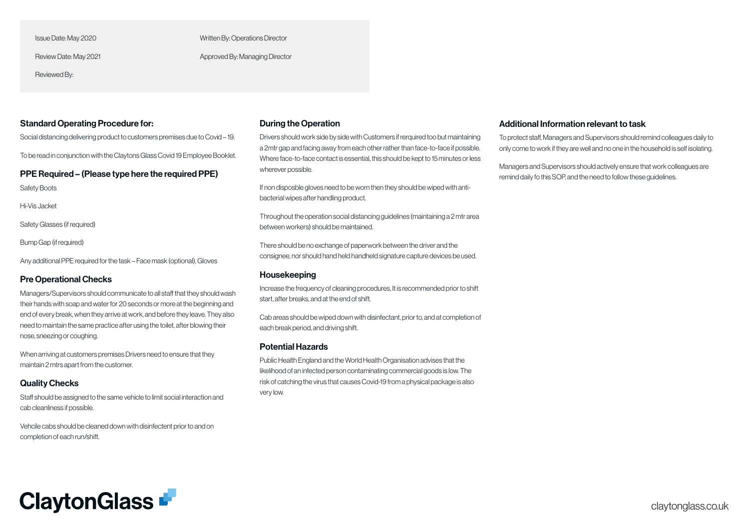Issue Date: May 2020

Written By: Operations Director

Review Date: May 2021

Approved By: Managing Director

Reviewed By:

## Standard Operating Procedure for:

Social distancing delivering product to customers premises due to Covid – 19.

To be read in conjunction with the Claytons Glass Covid 19 Employee Booklet.

## PPE Required – (Please type here the required PPE)

Safety Boots

Hi-Vis Jacket

Safety Glasses (if required)

Bump Gap (if required)

Any additional PPE required for the task – Face mask (optional), Gloves

## Pre Operational Checks

Managers/Supervisors should communicate to all staff that they should wash their hands with soap and water for 20 seconds or more at the beginning and end of every break, when they arrive at work, and before they leave. They also need to maintain the same practice after using the toilet, after blowing their nose, sneezing or coughing.

When arriving at customers premises Drivers need to ensure that they maintain 2 mtrs apart from the customer.

## Quality Checks

Staff should be assigned to the same vehicle to limit social interaction and cab cleanliness if possible.

Vehcile cabs should be cleaned down with disinfectent prior to and on completion of each run/shift.

## During the Operation

Drivers should work side by side with Customers if rerquired too but maintaining a 2mtr gap and facing away from each other rather than face-to-face if possible. Where face-to-face contact is essential, this should be kept to 15 minutes or less wherever possible.

If non disposble gloves need to be worn then they should be wiped with anti-bacterial wipes after handling product.

Throughout the operation social distancing guidelines (maintaining a 2 mtr area between workers) should be maintained.

There should be no exchange of paperwork between the driver and the consignee, nor should hand held handheld signature capture devices be used.

## Housekeeping

Increase the frequency of cleaning procedures, It is recommended prior to shift start, after breaks, and at the end of shift.

Cab areas should be wiped down with disinfectant, prior to, and at completion of each break period, and driving shift.

## Potential Hazards

Public Health England and the World Health Organisation advises that the likelihood of an infected person contaminating commercial goods is low. The risk of catching the virus that causes Covid-19 from a physical package is also very low.

## Additional Information relevant to task

To protect staff, Managers and Supervisors should remind colleagues daily to only come to work if they are well and no one in the household is self isolating.

Managers and Supervisors should actively ensure that work colleagues are remind daily fo this SOP, and the need to follow these guidelines.

ClaytonGlass

claytonglass.co.uk